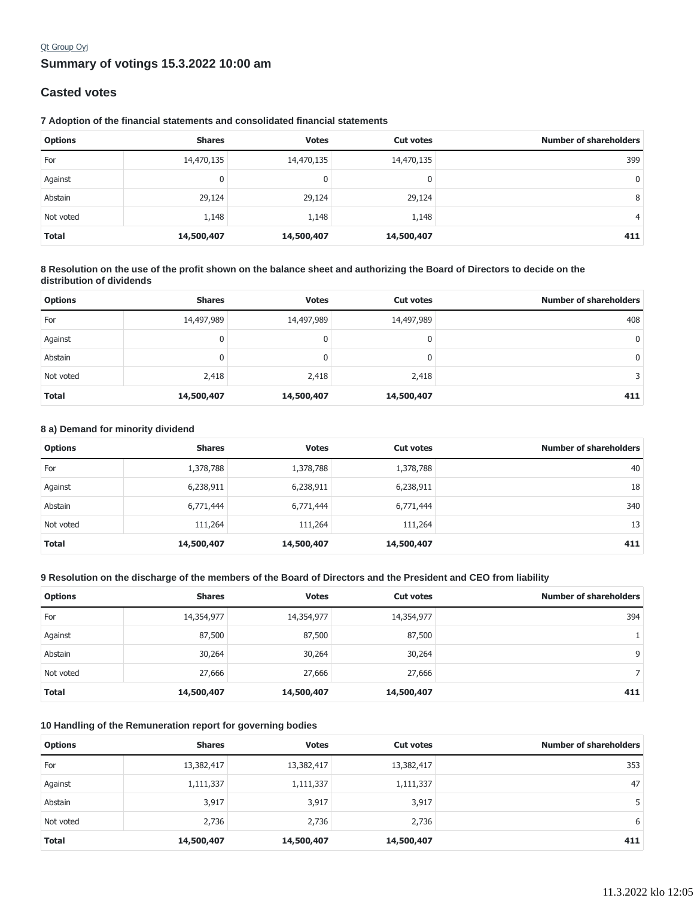Qt Group Oyj

# Summary of votings 15.3.2022 10:00 am

## Casted votes

### 7 Adoption of the financial statements and consolidated financial statements

| Options | Shares | Votes | Cut votes | Number of shareholders |
|---|---|---|---|---|
| For | 14,470,135 | 14,470,135 | 14,470,135 | 399 |
| Against | 0 | 0 | 0 | 0 |
| Abstain | 29,124 | 29,124 | 29,124 | 8 |
| Not voted | 1,148 | 1,148 | 1,148 | 4 |
| **Total** | **14,500,407** | **14,500,407** | **14,500,407** | **411** |

### 8 Resolution on the use of the profit shown on the balance sheet and authorizing the Board of Directors to decide on the distribution of dividends

| Options | Shares | Votes | Cut votes | Number of shareholders |
|---|---|---|---|---|
| For | 14,497,989 | 14,497,989 | 14,497,989 | 408 |
| Against | 0 | 0 | 0 | 0 |
| Abstain | 0 | 0 | 0 | 0 |
| Not voted | 2,418 | 2,418 | 2,418 | 3 |
| **Total** | **14,500,407** | **14,500,407** | **14,500,407** | **411** |

### 8 a) Demand for minority dividend

| Options | Shares | Votes | Cut votes | Number of shareholders |
|---|---|---|---|---|
| For | 1,378,788 | 1,378,788 | 1,378,788 | 40 |
| Against | 6,238,911 | 6,238,911 | 6,238,911 | 18 |
| Abstain | 6,771,444 | 6,771,444 | 6,771,444 | 340 |
| Not voted | 111,264 | 111,264 | 111,264 | 13 |
| **Total** | **14,500,407** | **14,500,407** | **14,500,407** | **411** |

### 9 Resolution on the discharge of the members of the Board of Directors and the President and CEO from liability

| Options | Shares | Votes | Cut votes | Number of shareholders |
|---|---|---|---|---|
| For | 14,354,977 | 14,354,977 | 14,354,977 | 394 |
| Against | 87,500 | 87,500 | 87,500 | 1 |
| Abstain | 30,264 | 30,264 | 30,264 | 9 |
| Not voted | 27,666 | 27,666 | 27,666 | 7 |
| **Total** | **14,500,407** | **14,500,407** | **14,500,407** | **411** |

### 10 Handling of the Remuneration report for governing bodies

| Options | Shares | Votes | Cut votes | Number of shareholders |
|---|---|---|---|---|
| For | 13,382,417 | 13,382,417 | 13,382,417 | 353 |
| Against | 1,111,337 | 1,111,337 | 1,111,337 | 47 |
| Abstain | 3,917 | 3,917 | 3,917 | 5 |
| Not voted | 2,736 | 2,736 | 2,736 | 6 |
| **Total** | **14,500,407** | **14,500,407** | **14,500,407** | **411** |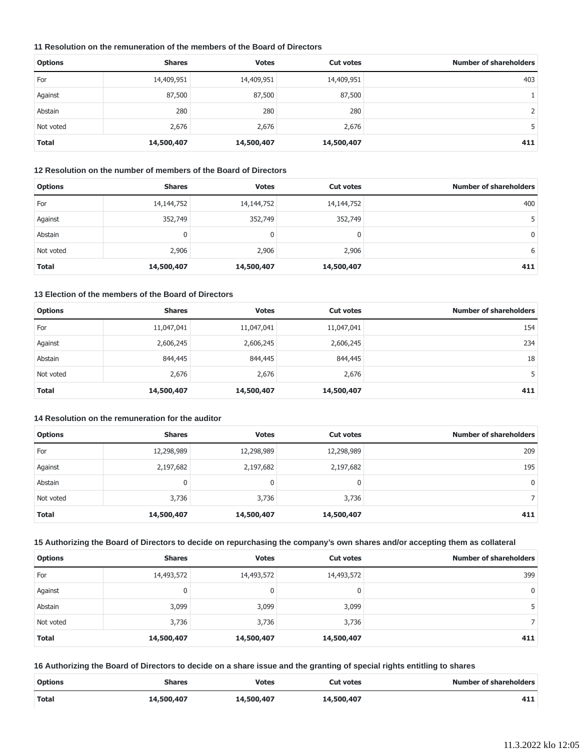### 11 Resolution on the remuneration of the members of the Board of Directors

| Options | Shares | Votes | Cut votes | Number of shareholders |
|---|---|---|---|---|
| For | 14,409,951 | 14,409,951 | 14,409,951 | 403 |
| Against | 87,500 | 87,500 | 87,500 | 1 |
| Abstain | 280 | 280 | 280 | 2 |
| Not voted | 2,676 | 2,676 | 2,676 | 5 |
| **Total** | **14,500,407** | **14,500,407** | **14,500,407** | **411** |

### 12 Resolution on the number of members of the Board of Directors

| Options | Shares | Votes | Cut votes | Number of shareholders |
|---|---|---|---|---|
| For | 14,144,752 | 14,144,752 | 14,144,752 | 400 |
| Against | 352,749 | 352,749 | 352,749 | 5 |
| Abstain | 0 | 0 | 0 | 0 |
| Not voted | 2,906 | 2,906 | 2,906 | 6 |
| **Total** | **14,500,407** | **14,500,407** | **14,500,407** | **411** |

### 13 Election of the members of the Board of Directors

| Options | Shares | Votes | Cut votes | Number of shareholders |
|---|---|---|---|---|
| For | 11,047,041 | 11,047,041 | 11,047,041 | 154 |
| Against | 2,606,245 | 2,606,245 | 2,606,245 | 234 |
| Abstain | 844,445 | 844,445 | 844,445 | 18 |
| Not voted | 2,676 | 2,676 | 2,676 | 5 |
| **Total** | **14,500,407** | **14,500,407** | **14,500,407** | **411** |

### 14 Resolution on the remuneration for the auditor

| Options | Shares | Votes | Cut votes | Number of shareholders |
|---|---|---|---|---|
| For | 12,298,989 | 12,298,989 | 12,298,989 | 209 |
| Against | 2,197,682 | 2,197,682 | 2,197,682 | 195 |
| Abstain | 0 | 0 | 0 | 0 |
| Not voted | 3,736 | 3,736 | 3,736 | 7 |
| **Total** | **14,500,407** | **14,500,407** | **14,500,407** | **411** |

### 15 Authorizing the Board of Directors to decide on repurchasing the company's own shares and/or accepting them as collateral

| Options | Shares | Votes | Cut votes | Number of shareholders |
|---|---|---|---|---|
| For | 14,493,572 | 14,493,572 | 14,493,572 | 399 |
| Against | 0 | 0 | 0 | 0 |
| Abstain | 3,099 | 3,099 | 3,099 | 5 |
| Not voted | 3,736 | 3,736 | 3,736 | 7 |
| **Total** | **14,500,407** | **14,500,407** | **14,500,407** | **411** |

### 16 Authorizing the Board of Directors to decide on a share issue and the granting of special rights entitling to shares

| Options | Shares | Votes | Cut votes | Number of shareholders |
|---|---|---|---|---|
| **Total** | **14,500,407** | **14,500,407** | **14,500,407** | **411** |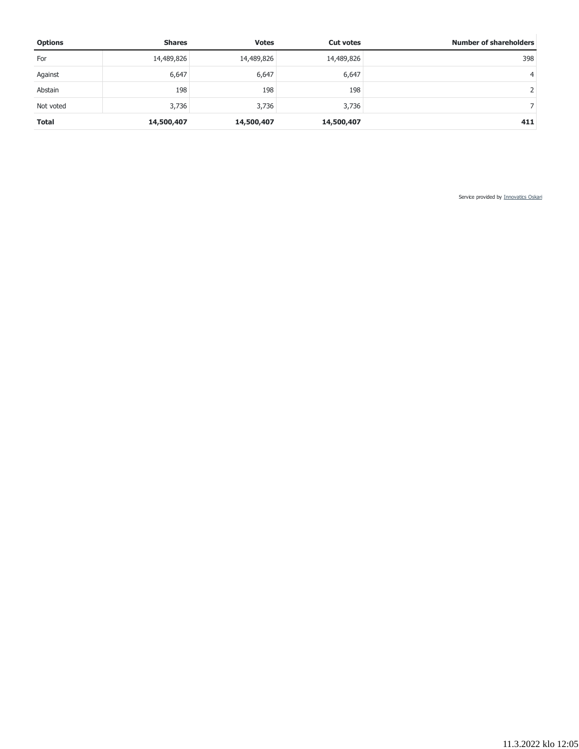| Options | Shares | Votes | Cut votes | Number of shareholders |
|---|---|---|---|---|
| For | 14,489,826 | 14,489,826 | 14,489,826 | 398 |
| Against | 6,647 | 6,647 | 6,647 | 4 |
| Abstain | 198 | 198 | 198 | 2 |
| Not voted | 3,736 | 3,736 | 3,736 | 7 |
| **Total** | **14,500,407** | **14,500,407** | **14,500,407** | **411** |

Service provided by Innovatics Oskari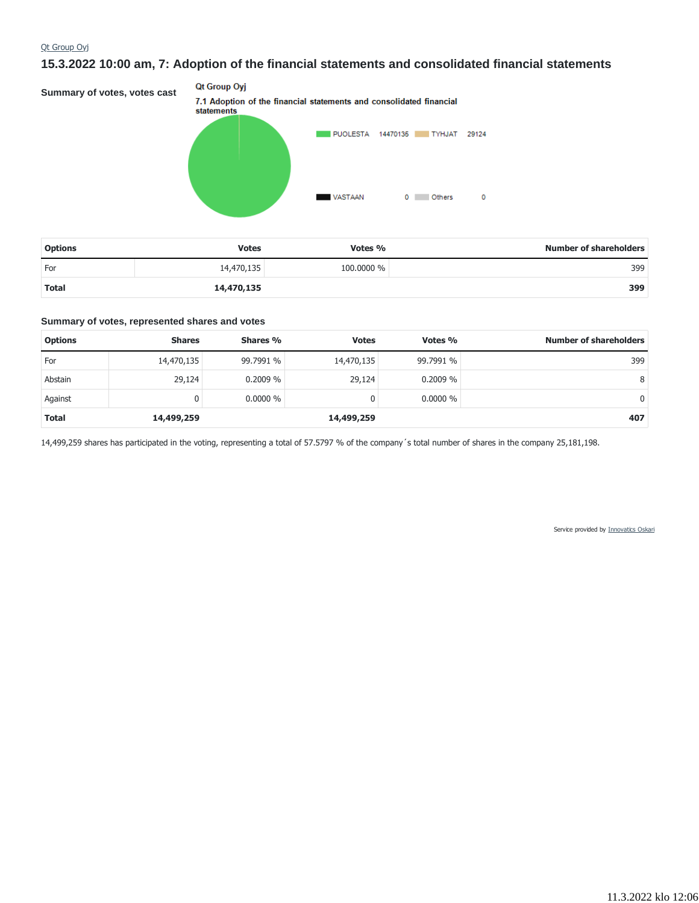Qt Group Oyj

## 15.3.2022 10:00 am, 7: Adoption of the financial statements and consolidated financial statements

### Summary of votes, votes cast

Qt Group Oyj

7.1 Adoption of the financial statements and consolidated financial statements

PUOLESTA 14470135 TYHJAT 29124

VASTAAN 0 Others 0

| Options | Votes | Votes % | Number of shareholders |
|---|---|---|---|
| For | 14,470,135 | 100.0000 % | 399 |
| **Total** | **14,470,135** | | **399** |

### Summary of votes, represented shares and votes

| Options | Shares | Shares % | Votes | Votes % | Number of shareholders |
|---|---|---|---|---|---|
| For | 14,470,135 | 99.7991 % | 14,470,135 | 99.7991 % | 399 |
| Abstain | 29,124 | 0.2009 % | 29,124 | 0.2009 % | 8 |
| Against | 0 | 0.0000 % | 0 | 0.0000 % | 0 |
| **Total** | **14,499,259** | | **14,499,259** | | **407** |

14,499,259 shares has participated in the voting, representing a total of 57.5797 % of the company´s total number of shares in the company 25,181,198.

Service provided by Innovatics Oskari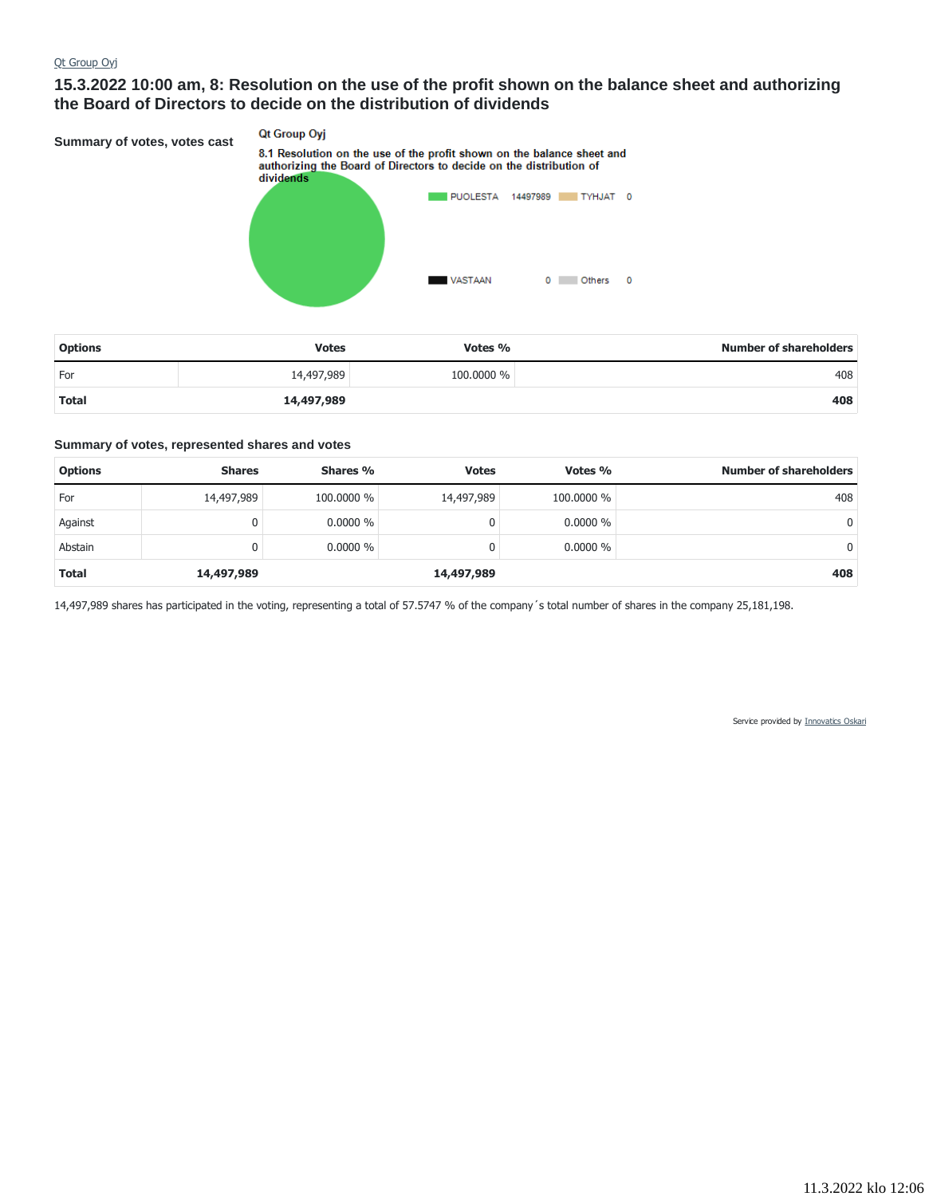Qt Group Oyj

## 15.3.2022 10:00 am, 8: Resolution on the use of the profit shown on the balance sheet and authorizing the Board of Directors to decide on the distribution of dividends

**Summary of votes, votes cast**

Qt Group Oyj

8.1 Resolution on the use of the profit shown on the balance sheet and authorizing the Board of Directors to decide on the distribution of dividends

PUOLESTA 14497989 TYHJAT 0

VASTAAN 0 Others 0

| Options | Votes | Votes % | Number of shareholders |
|---|---|---|---|
| For | 14,497,989 | 100.0000 % | 408 |
| **Total** | **14,497,989** | | **408** |

**Summary of votes, represented shares and votes**

| Options | Shares | Shares % | Votes | Votes % | Number of shareholders |
|---|---|---|---|---|---|
| For | 14,497,989 | 100.0000 % | 14,497,989 | 100.0000 % | 408 |
| Against | 0 | 0.0000 % | 0 | 0.0000 % | 0 |
| Abstain | 0 | 0.0000 % | 0 | 0.0000 % | 0 |
| **Total** | **14,497,989** | | **14,497,989** | | **408** |

14,497,989 shares has participated in the voting, representing a total of 57.5747 % of the company´s total number of shares in the company 25,181,198.

Service provided by Innovatics Oskari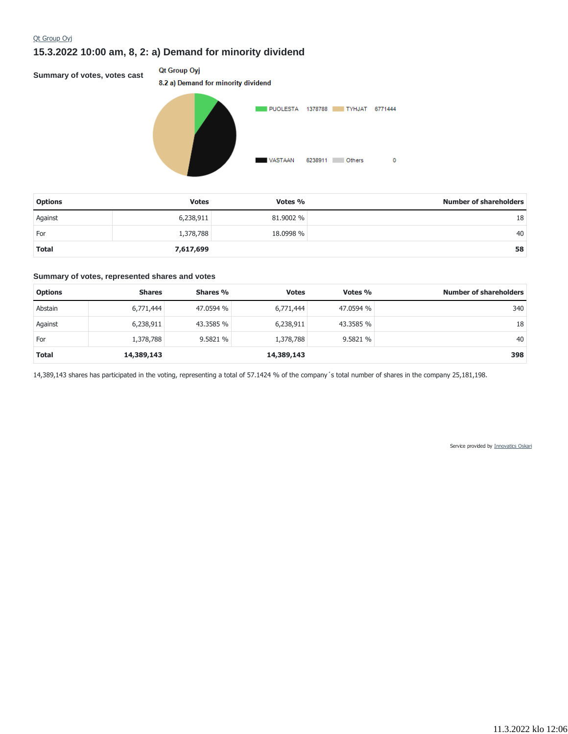Qt Group Oyj

## 15.3.2022 10:00 am, 8, 2: a) Demand for minority dividend

### Summary of votes, votes cast

Qt Group Oyj

8.2 a) Demand for minority dividend

PUOLESTA 1378788 TYHJAT 6771444

VASTAAN 6238911 Others 0

| Options | Votes | Votes % | Number of shareholders |
|---|---|---|---|
| Against | 6,238,911 | 81.9002 % | 18 |
| For | 1,378,788 | 18.0998 % | 40 |
| **Total** | **7,617,699** | | **58** |

### Summary of votes, represented shares and votes

| Options | Shares | Shares % | Votes | Votes % | Number of shareholders |
|---|---|---|---|---|---|
| Abstain | 6,771,444 | 47.0594 % | 6,771,444 | 47.0594 % | 340 |
| Against | 6,238,911 | 43.3585 % | 6,238,911 | 43.3585 % | 18 |
| For | 1,378,788 | 9.5821 % | 1,378,788 | 9.5821 % | 40 |
| **Total** | **14,389,143** | | **14,389,143** | | **398** |

14,389,143 shares has participated in the voting, representing a total of 57.1424 % of the company´s total number of shares in the company 25,181,198.

Service provided by Innovatics Oskari

11.3.2022 klo 12:06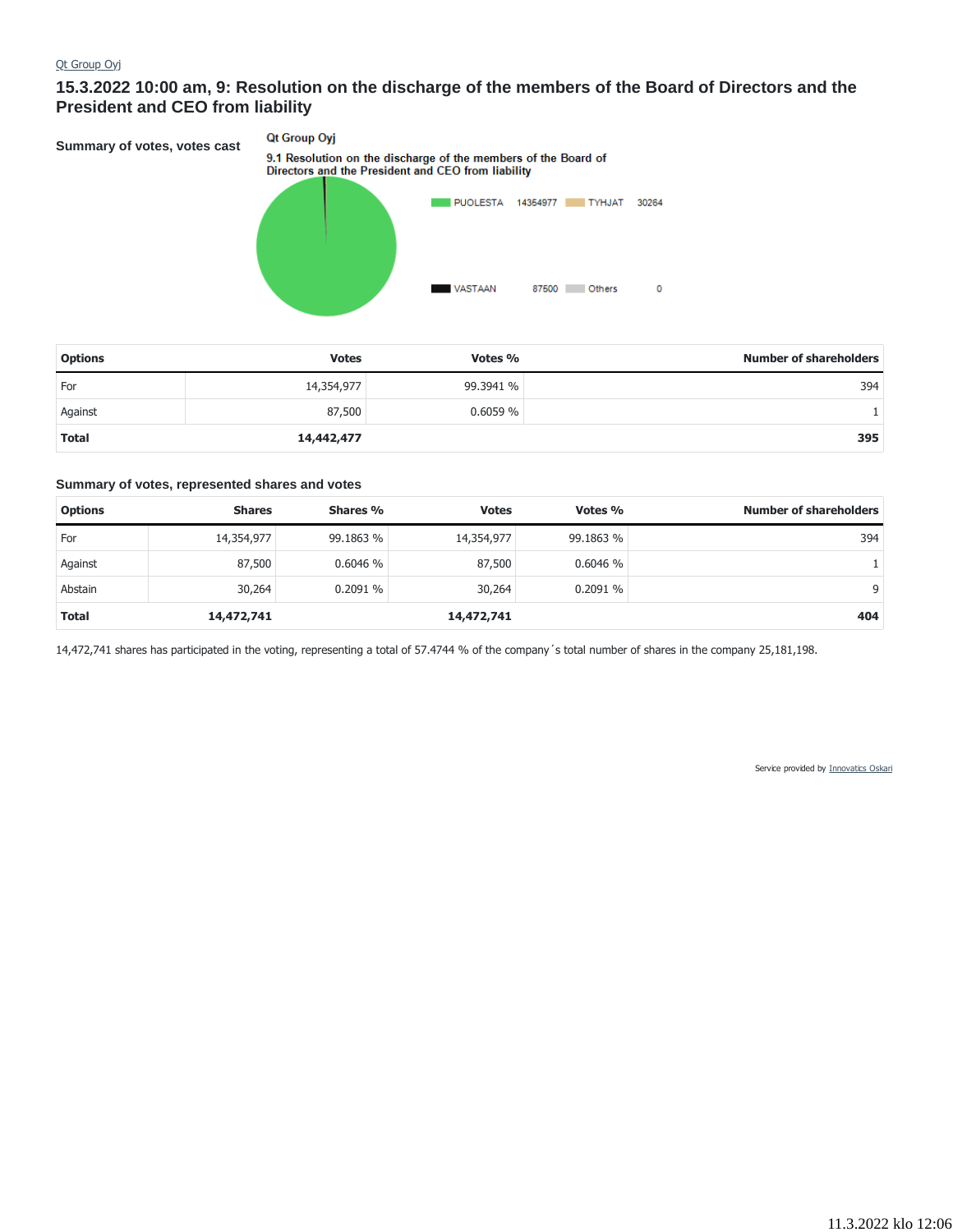Qt Group Oyj

# 15.3.2022 10:00 am, 9: Resolution on the discharge of the members of the Board of Directors and the President and CEO from liability

**Summary of votes, votes cast**

Qt Group Oyj

9.1 Resolution on the discharge of the members of the Board of Directors and the President and CEO from liability

PUOLESTA 14354977 TYHJAT 30264

VASTAAN 87500 Others 0

| Options | Votes | Votes % | Number of shareholders |
|---|---|---|---|
| For | 14,354,977 | 99.3941 % | 394 |
| Against | 87,500 | 0.6059 % | 1 |
| **Total** | **14,442,477** | | **395** |

**Summary of votes, represented shares and votes**

| Options | Shares | Shares % | Votes | Votes % | Number of shareholders |
|---|---|---|---|---|---|
| For | 14,354,977 | 99.1863 % | 14,354,977 | 99.1863 % | 394 |
| Against | 87,500 | 0.6046 % | 87,500 | 0.6046 % | 1 |
| Abstain | 30,264 | 0.2091 % | 30,264 | 0.2091 % | 9 |
| **Total** | **14,472,741** | | **14,472,741** | | **404** |

14,472,741 shares has participated in the voting, representing a total of 57.4744 % of the company´s total number of shares in the company 25,181,198.

Service provided by Innovatics Oskari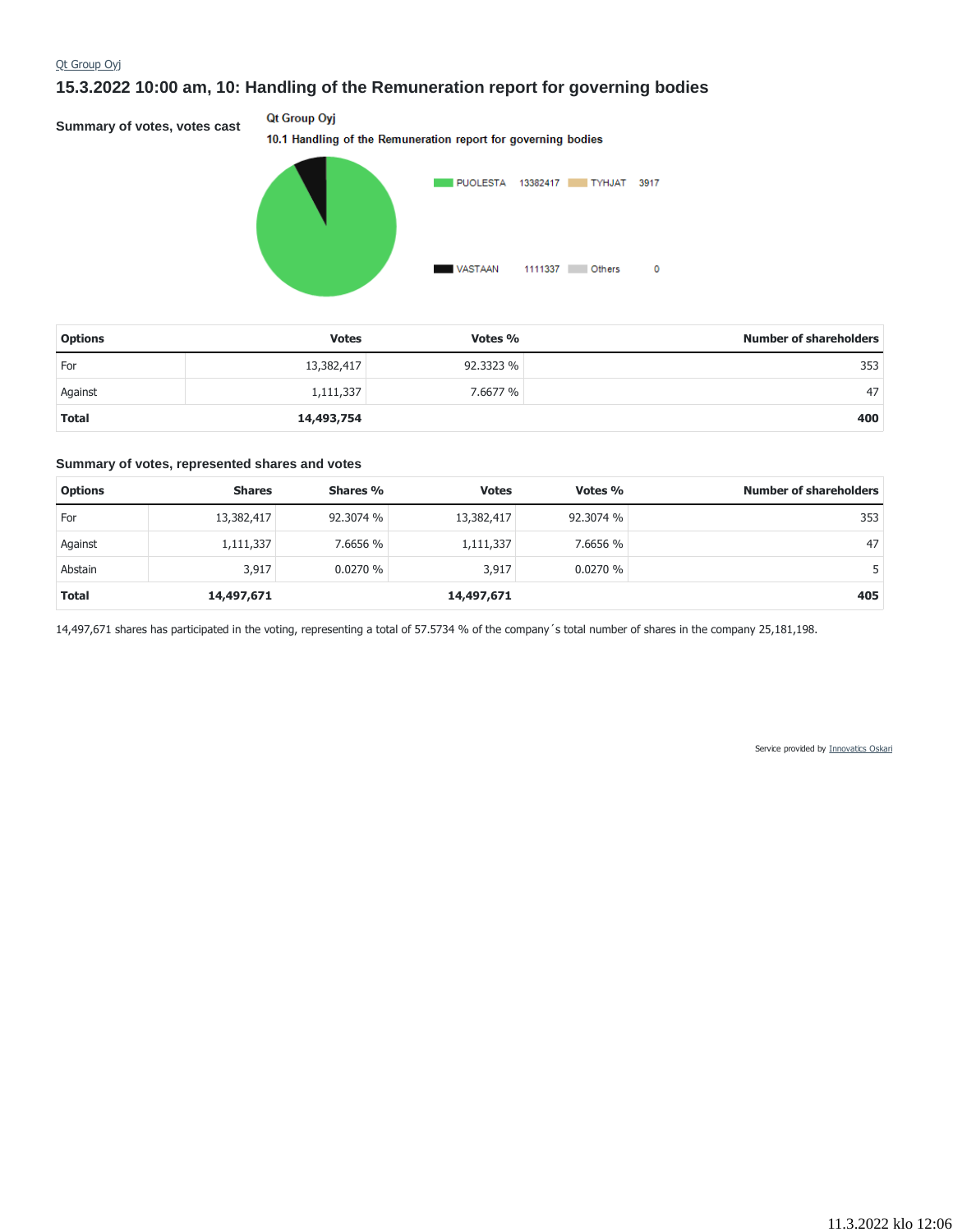Qt Group Oyj

## 15.3.2022 10:00 am, 10: Handling of the Remuneration report for governing bodies

### Summary of votes, votes cast

Qt Group Oyj

10.1 Handling of the Remuneration report for governing bodies

PUOLESTA 13382417 TYHJAT 3917

VASTAAN 1111337 Others 0

| Options | Votes | Votes % | Number of shareholders |
|---|---|---|---|
| For | 13,382,417 | 92.3323 % | 353 |
| Against | 1,111,337 | 7.6677 % | 47 |
| **Total** | **14,493,754** | | **400** |

### Summary of votes, represented shares and votes

| Options | Shares | Shares % | Votes | Votes % | Number of shareholders |
|---|---|---|---|---|---|
| For | 13,382,417 | 92.3074 % | 13,382,417 | 92.3074 % | 353 |
| Against | 1,111,337 | 7.6656 % | 1,111,337 | 7.6656 % | 47 |
| Abstain | 3,917 | 0.0270 % | 3,917 | 0.0270 % | 5 |
| **Total** | **14,497,671** | | **14,497,671** | | **405** |

14,497,671 shares has participated in the voting, representing a total of 57.5734 % of the company´s total number of shares in the company 25,181,198.

Service provided by Innovatics Oskari

11.3.2022 klo 12:06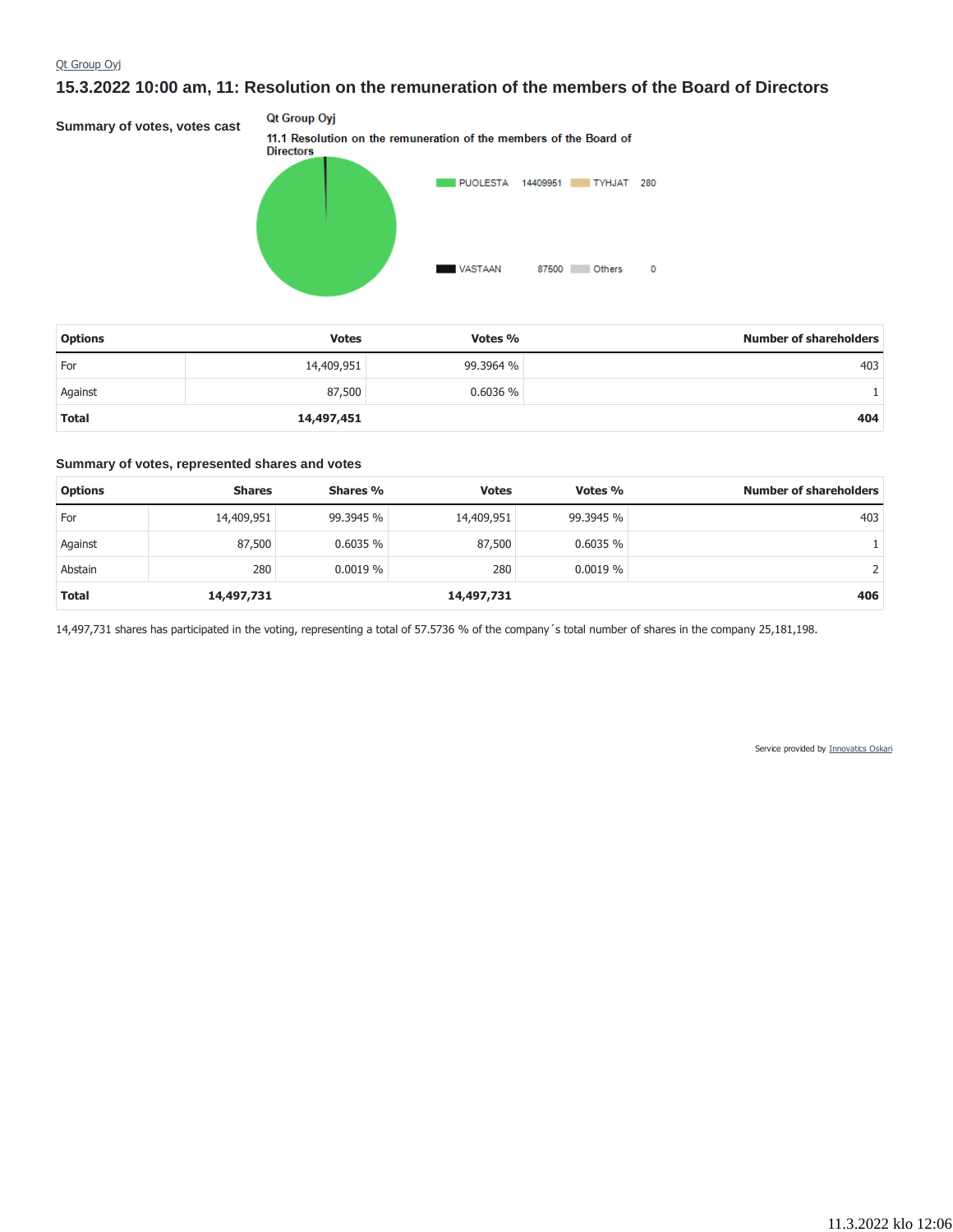Qt Group Oyj

## 15.3.2022 10:00 am, 11: Resolution on the remuneration of the members of the Board of Directors

### Summary of votes, votes cast

Qt Group Oyj

11.1 Resolution on the remuneration of the members of the Board of Directors

PUOLESTA 14409951 TYHJAT 280

VASTAAN 87500 Others 0

| Options | Votes | Votes % | Number of shareholders |
| --- | --- | --- | --- |
| For | 14,409,951 | 99.3964 % | 403 |
| Against | 87,500 | 0.6036 % | 1 |
| **Total** | **14,497,451** | | **404** |

### Summary of votes, represented shares and votes

| Options | Shares | Shares % | Votes | Votes % | Number of shareholders |
| --- | --- | --- | --- | --- | --- |
| For | 14,409,951 | 99.3945 % | 14,409,951 | 99.3945 % | 403 |
| Against | 87,500 | 0.6035 % | 87,500 | 0.6035 % | 1 |
| Abstain | 280 | 0.0019 % | 280 | 0.0019 % | 2 |
| **Total** | **14,497,731** | | **14,497,731** | | **406** |

14,497,731 shares has participated in the voting, representing a total of 57.5736 % of the company´s total number of shares in the company 25,181,198.

Service provided by Innovatics Oskari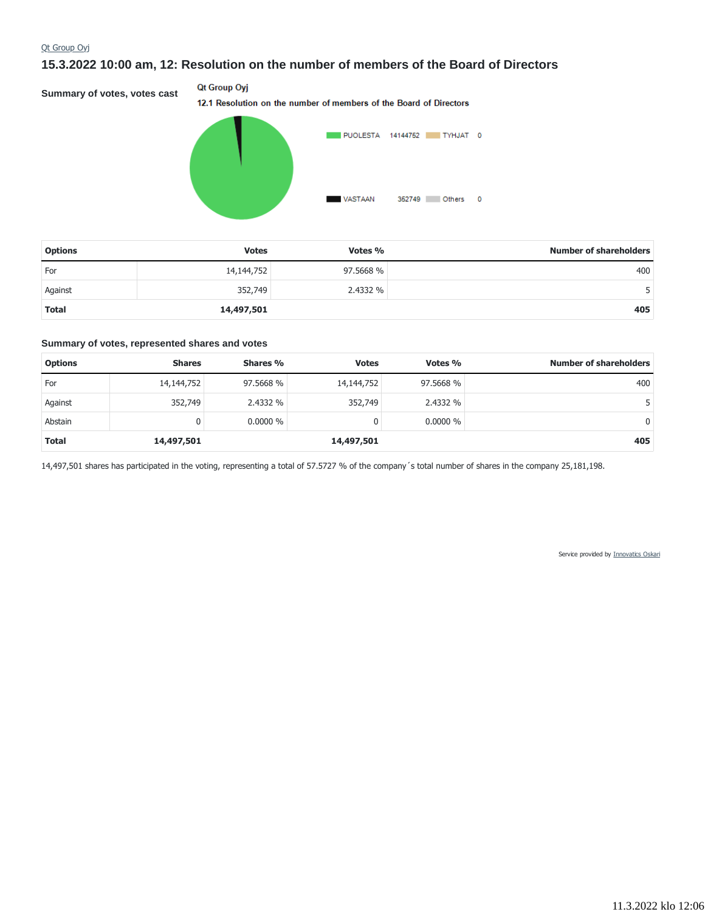Qt Group Oyj

## 15.3.2022 10:00 am, 12: Resolution on the number of members of the Board of Directors

**Summary of votes, votes cast**

Qt Group Oyj

12.1 Resolution on the number of members of the Board of Directors

PUOLESTA 14144752 TYHJAT 0

VASTAAN 352749 Others 0

| Options | Votes | Votes % | Number of shareholders |
|---|---|---|---|
| For | 14,144,752 | 97.5668 % | 400 |
| Against | 352,749 | 2.4332 % | 5 |
| **Total** | **14,497,501** | | **405** |

### Summary of votes, represented shares and votes

| Options | Shares | Shares % | Votes | Votes % | Number of shareholders |
|---|---|---|---|---|---|
| For | 14,144,752 | 97.5668 % | 14,144,752 | 97.5668 % | 400 |
| Against | 352,749 | 2.4332 % | 352,749 | 2.4332 % | 5 |
| Abstain | 0 | 0.0000 % | 0 | 0.0000 % | 0 |
| **Total** | **14,497,501** | | **14,497,501** | | **405** |

14,497,501 shares has participated in the voting, representing a total of 57.5727 % of the company´s total number of shares in the company 25,181,198.

Service provided by Innovatics Oskari

11.3.2022 klo 12:06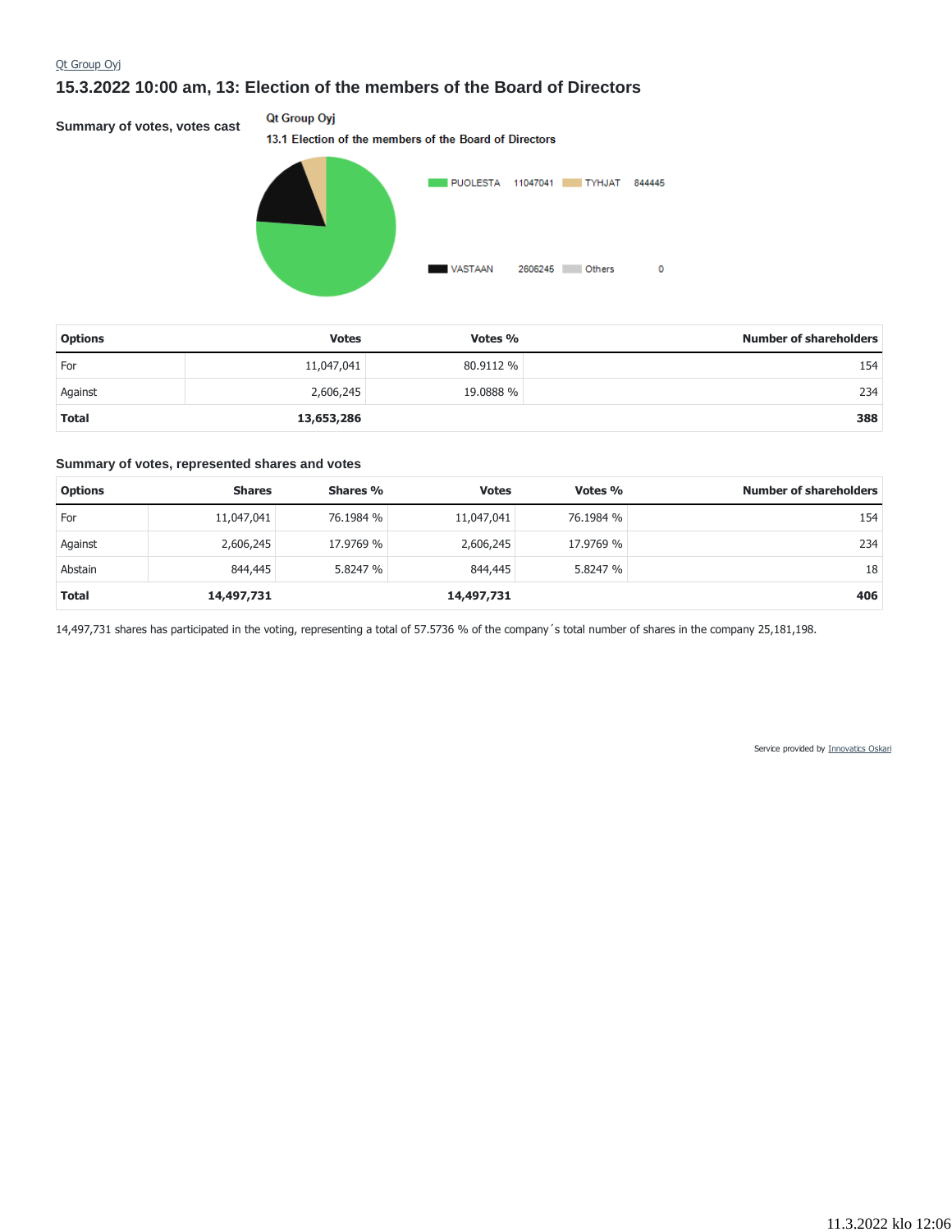Qt Group Oyj

## 15.3.2022 10:00 am, 13: Election of the members of the Board of Directors

### Summary of votes, votes cast

Qt Group Oyj

13.1 Election of the members of the Board of Directors

PUOLESTA 11047041 TYHJAT 844445

VASTAAN 2606245 Others 0

| Options | Votes | Votes % | Number of shareholders |
|---|---|---|---|
| For | 11,047,041 | 80.9112 % | 154 |
| Against | 2,606,245 | 19.0888 % | 234 |
| **Total** | **13,653,286** | | **388** |

### Summary of votes, represented shares and votes

| Options | Shares | Shares % | Votes | Votes % | Number of shareholders |
|---|---|---|---|---|---|
| For | 11,047,041 | 76.1984 % | 11,047,041 | 76.1984 % | 154 |
| Against | 2,606,245 | 17.9769 % | 2,606,245 | 17.9769 % | 234 |
| Abstain | 844,445 | 5.8247 % | 844,445 | 5.8247 % | 18 |
| **Total** | **14,497,731** | | **14,497,731** | | **406** |

14,497,731 shares has participated in the voting, representing a total of 57.5736 % of the company´s total number of shares in the company 25,181,198.

Service provided by Innovatics Oskari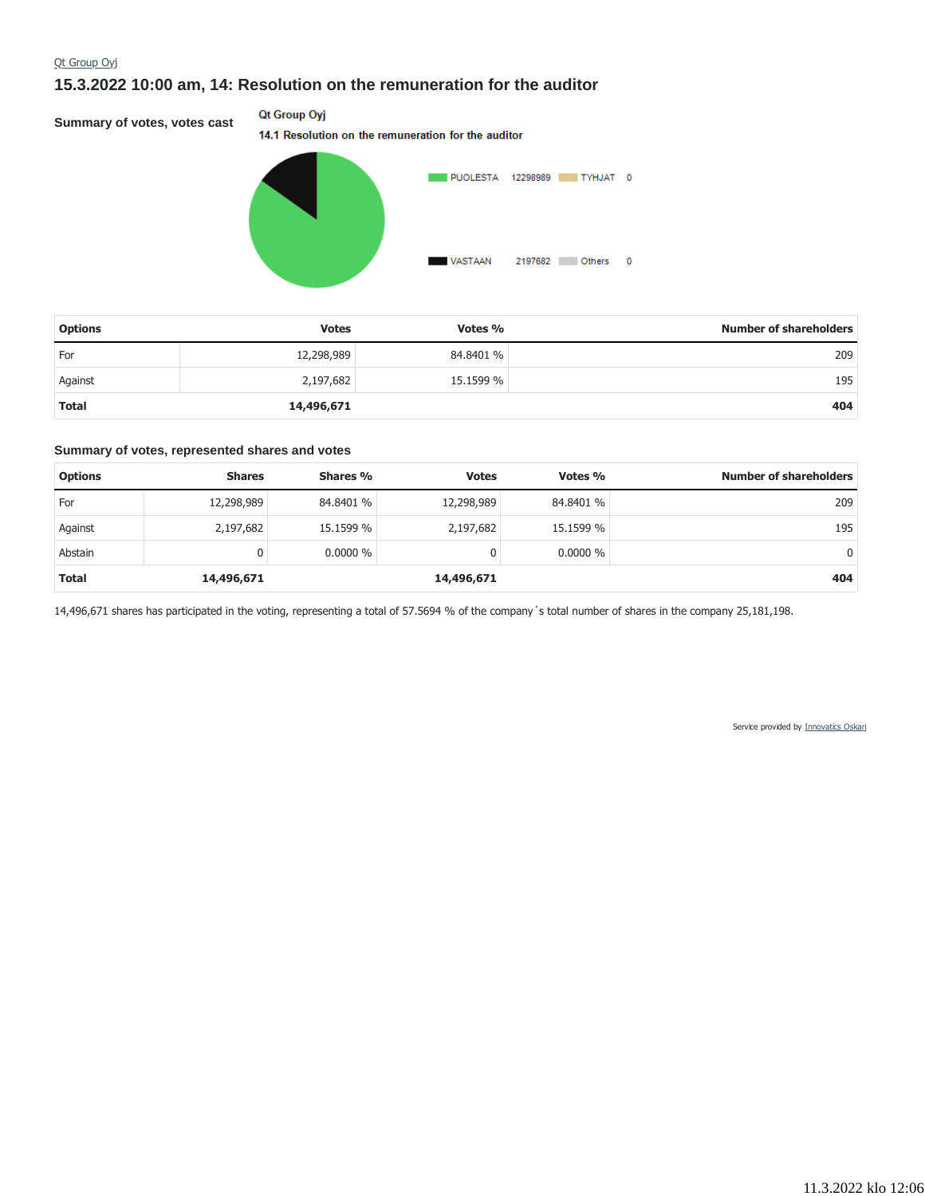Qt Group Oyj

## 15.3.2022 10:00 am, 14: Resolution on the remuneration for the auditor

### Summary of votes, votes cast

Qt Group Oyj

14.1 Resolution on the remuneration for the auditor

PUOLESTA 12298989 TYHJAT 0

VASTAAN 2197682 Others 0

| Options | Votes | Votes % | Number of shareholders |
|---|---|---|---|
| For | 12,298,989 | 84.8401 % | 209 |
| Against | 2,197,682 | 15.1599 % | 195 |
| **Total** | **14,496,671** | | **404** |

### Summary of votes, represented shares and votes

| Options | Shares | Shares % | Votes | Votes % | Number of shareholders |
|---|---|---|---|---|---|
| For | 12,298,989 | 84.8401 % | 12,298,989 | 84.8401 % | 209 |
| Against | 2,197,682 | 15.1599 % | 2,197,682 | 15.1599 % | 195 |
| Abstain | 0 | 0.0000 % | 0 | 0.0000 % | 0 |
| **Total** | **14,496,671** | | **14,496,671** | | **404** |

14,496,671 shares has participated in the voting, representing a total of 57.5694 % of the company´s total number of shares in the company 25,181,198.

Service provided by Innovatics Oskari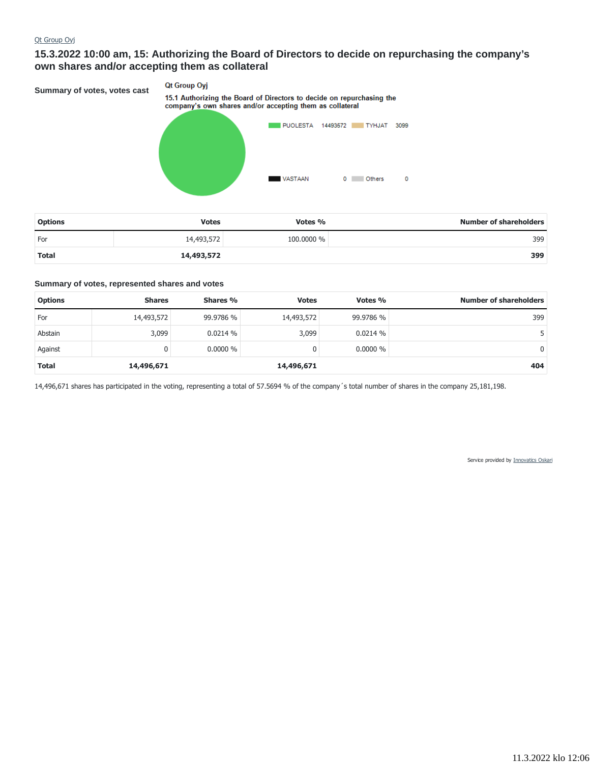Qt Group Oyj

## 15.3.2022 10:00 am, 15: Authorizing the Board of Directors to decide on repurchasing the company's own shares and/or accepting them as collateral

**Summary of votes, votes cast**

Qt Group Oyj

15.1 Authorizing the Board of Directors to decide on repurchasing the company's own shares and/or accepting them as collateral

PUOLESTA 14493572 TYHJAT 3099

VASTAAN 0 Others 0

| Options | Votes | Votes % | Number of shareholders |
|---|---|---|---|
| For | 14,493,572 | 100.0000 % | 399 |
| **Total** | **14,493,572** | | **399** |

**Summary of votes, represented shares and votes**

| Options | Shares | Shares % | Votes | Votes % | Number of shareholders |
|---|---|---|---|---|---|
| For | 14,493,572 | 99.9786 % | 14,493,572 | 99.9786 % | 399 |
| Abstain | 3,099 | 0.0214 % | 3,099 | 0.0214 % | 5 |
| Against | 0 | 0.0000 % | 0 | 0.0000 % | 0 |
| **Total** | **14,496,671** | | **14,496,671** | | **404** |

14,496,671 shares has participated in the voting, representing a total of 57.5694 % of the company´s total number of shares in the company 25,181,198.

Service provided by Innovatics Oskari

11.3.2022 klo 12:06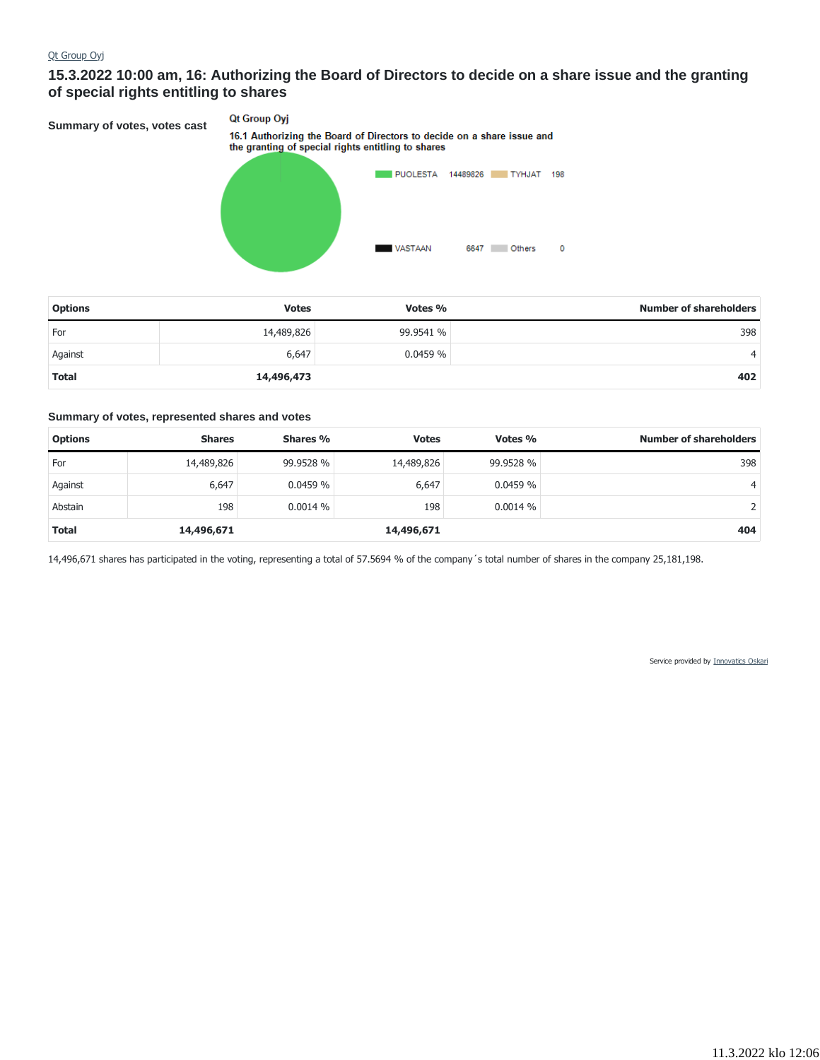Qt Group Oyj

## 15.3.2022 10:00 am, 16: Authorizing the Board of Directors to decide on a share issue and the granting of special rights entitling to shares

**Summary of votes, votes cast**

Qt Group Oyj

16.1 Authorizing the Board of Directors to decide on a share issue and the granting of special rights entitling to shares

PUOLESTA 14489826
TYHJAT 198
VASTAAN 6647
Others 0

| Options | Votes | Votes % | Number of shareholders |
|---|---|---|---|
| For | 14,489,826 | 99.9541 % | 398 |
| Against | 6,647 | 0.0459 % | 4 |
| **Total** | **14,496,473** | | **402** |

**Summary of votes, represented shares and votes**

| Options | Shares | Shares % | Votes | Votes % | Number of shareholders |
|---|---|---|---|---|---|
| For | 14,489,826 | 99.9528 % | 14,489,826 | 99.9528 % | 398 |
| Against | 6,647 | 0.0459 % | 6,647 | 0.0459 % | 4 |
| Abstain | 198 | 0.0014 % | 198 | 0.0014 % | 2 |
| **Total** | **14,496,671** | | **14,496,671** | | **404** |

14,496,671 shares has participated in the voting, representing a total of 57.5694 % of the company´s total number of shares in the company 25,181,198.

Service provided by Innovatics Oskari